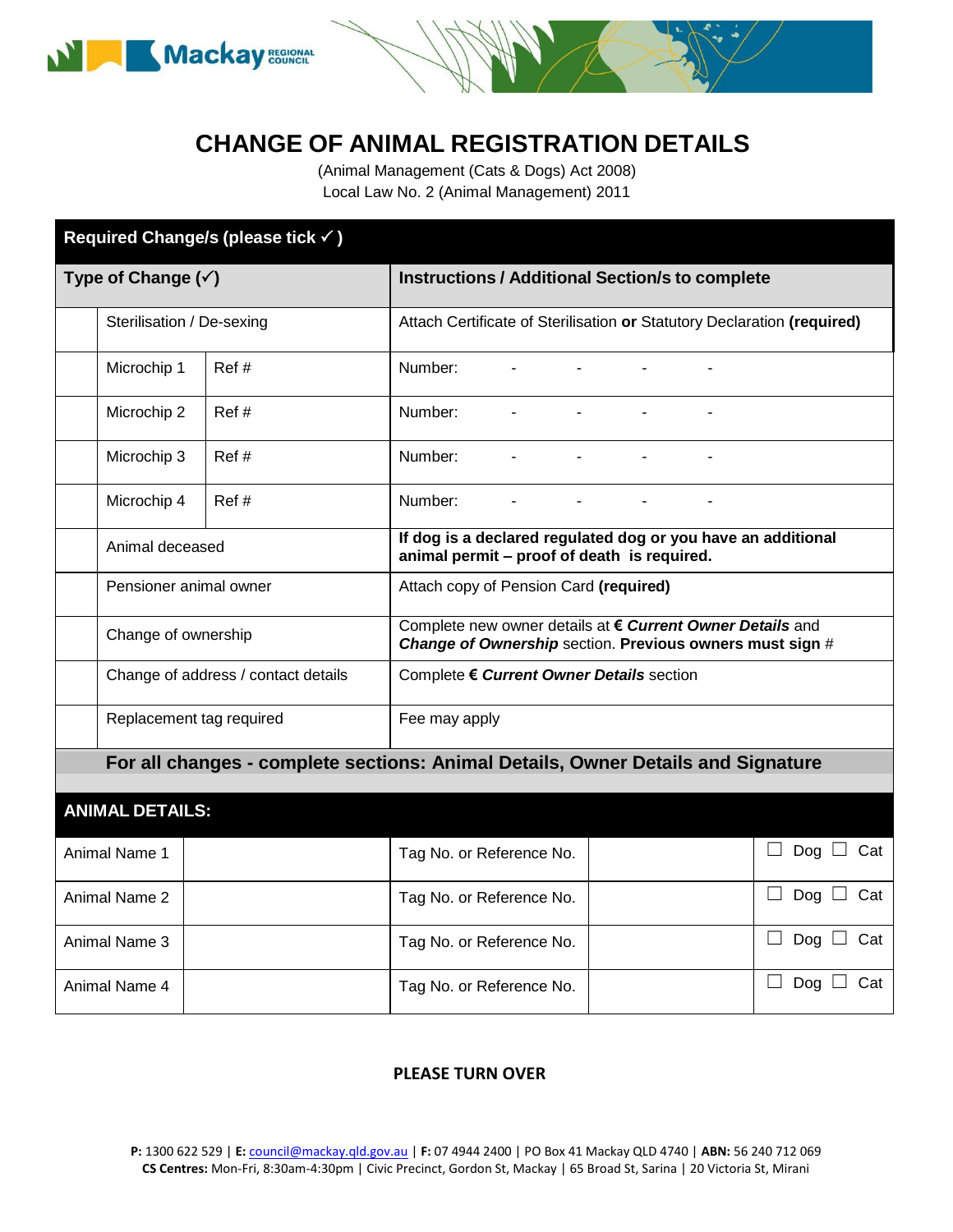# CHANGE OF ANIMAL REGISTRATION DETAILS

(Animal Management (Cats & Dogs) Act 2008)
Local Law No. 2 (Animal Management) 2011

| **Required Change/s (please tick ✓ )** | | | |
|---|---|---|---|
| **Type of Change (✓)** | | | **Instructions / Additional Section/s to complete** |
| | Sterilisation / De-sexing | | Attach Certificate of Sterilisation **or** Statutory Declaration **(required)** |
| | Microchip 1 | Ref # | Number: - - - - |
| | Microchip 2 | Ref # | Number: - - - - |
| | Microchip 3 | Ref # | Number: - - - - |
| | Microchip 4 | Ref # | Number: - - - - |
| | Animal deceased | | **If dog is a declared regulated dog or you have an additional animal permit – proof of death is required.** |
| | Pensioner animal owner | | Attach copy of Pension Card **(required)** |
| | Change of ownership | | Complete new owner details at **€ *Current Owner Details*** and ***Change of Ownership*** section. **Previous owners must sign** # |
| | Change of address / contact details | | Complete **€ *Current Owner Details*** section |
| | Replacement tag required | | Fee may apply |

**For all changes - complete sections: Animal Details, Owner Details and Signature**

## ANIMAL DETAILS:

| Animal Name 1 | | Tag No. or Reference No. | | ☐ Dog ☐ Cat |
|---|---|---|---|---|
| Animal Name 2 | | Tag No. or Reference No. | | ☐ Dog ☐ Cat |
| Animal Name 3 | | Tag No. or Reference No. | | ☐ Dog ☐ Cat |
| Animal Name 4 | | Tag No. or Reference No. | | ☐ Dog ☐ Cat |

**PLEASE TURN OVER**

**P:** 1300 622 529 | **E:** council@mackay.qld.gov.au | **F:** 07 4944 2400 | PO Box 41 Mackay QLD 4740 | **ABN:** 56 240 712 069
**CS Centres:** Mon-Fri, 8:30am-4:30pm | Civic Precinct, Gordon St, Mackay | 65 Broad St, Sarina | 20 Victoria St, Mirani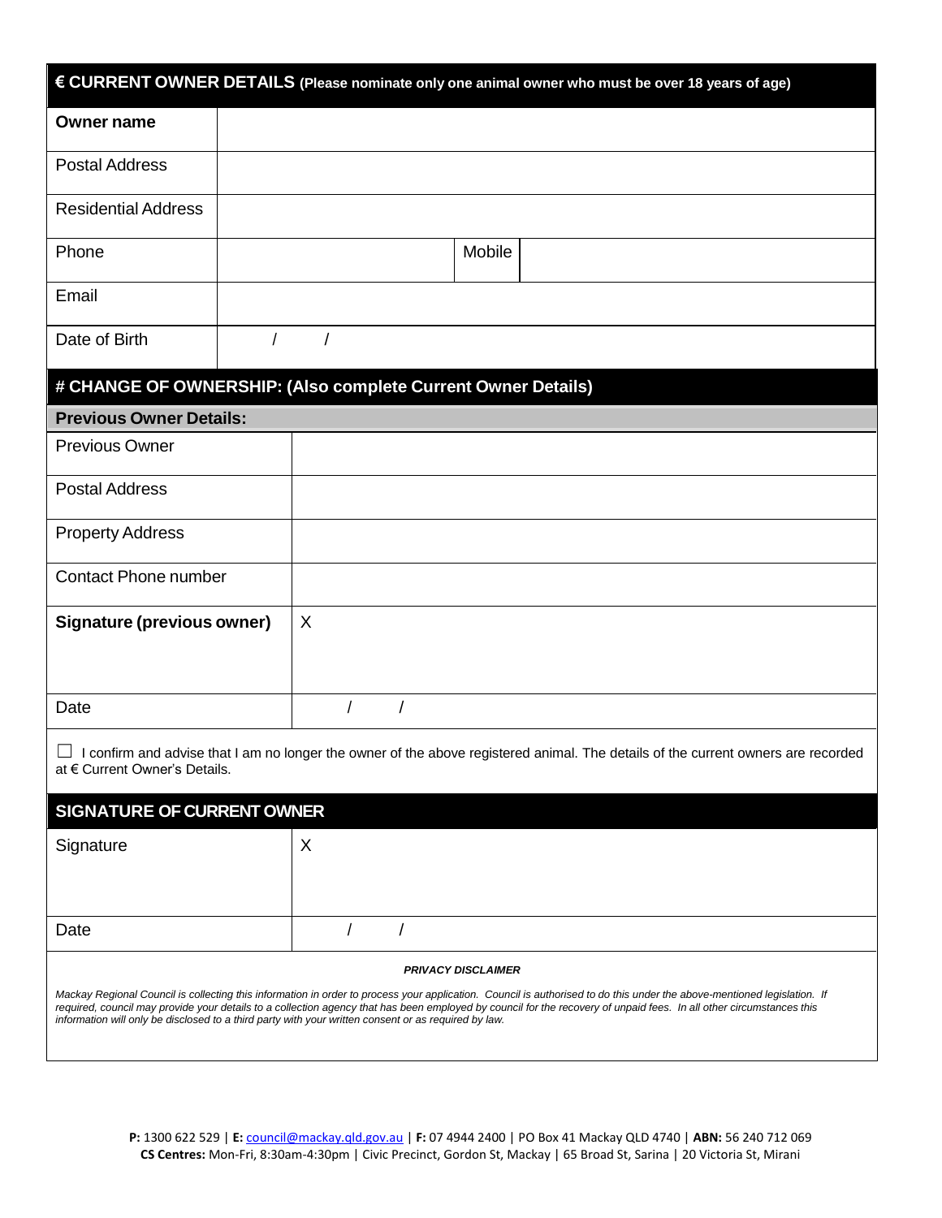## € CURRENT OWNER DETAILS (Please nominate only one animal owner who must be over 18 years of age)

| | | | |
|---|---|---|---|
| **Owner name** | | | |
| Postal Address | | | |
| Residential Address | | | |
| Phone | | Mobile | |
| Email | | | |
| Date of Birth | / / | | |

## # CHANGE OF OWNERSHIP: (Also complete Current Owner Details)

**Previous Owner Details:**

| | |
|---|---|
| Previous Owner | |
| Postal Address | |
| Property Address | |
| Contact Phone number | |
| **Signature (previous owner)** | X |
| Date | / / |

☐ I confirm and advise that I am no longer the owner of the above registered animal. The details of the current owners are recorded at € Current Owner's Details.

## SIGNATURE OF CURRENT OWNER

| | |
|---|---|
| Signature | X |
| Date | / / |

***PRIVACY DISCLAIMER***

*Mackay Regional Council is collecting this information in order to process your application. Council is authorised to do this under the above-mentioned legislation. If required, council may provide your details to a collection agency that has been employed by council for the recovery of unpaid fees. In all other circumstances this information will only be disclosed to a third party with your written consent or as required by law.*

**P:** 1300 622 529 | **E:** council@mackay.qld.gov.au | **F:** 07 4944 2400 | PO Box 41 Mackay QLD 4740 | **ABN:** 56 240 712 069
**CS Centres:** Mon-Fri, 8:30am-4:30pm | Civic Precinct, Gordon St, Mackay | 65 Broad St, Sarina | 20 Victoria St, Mirani